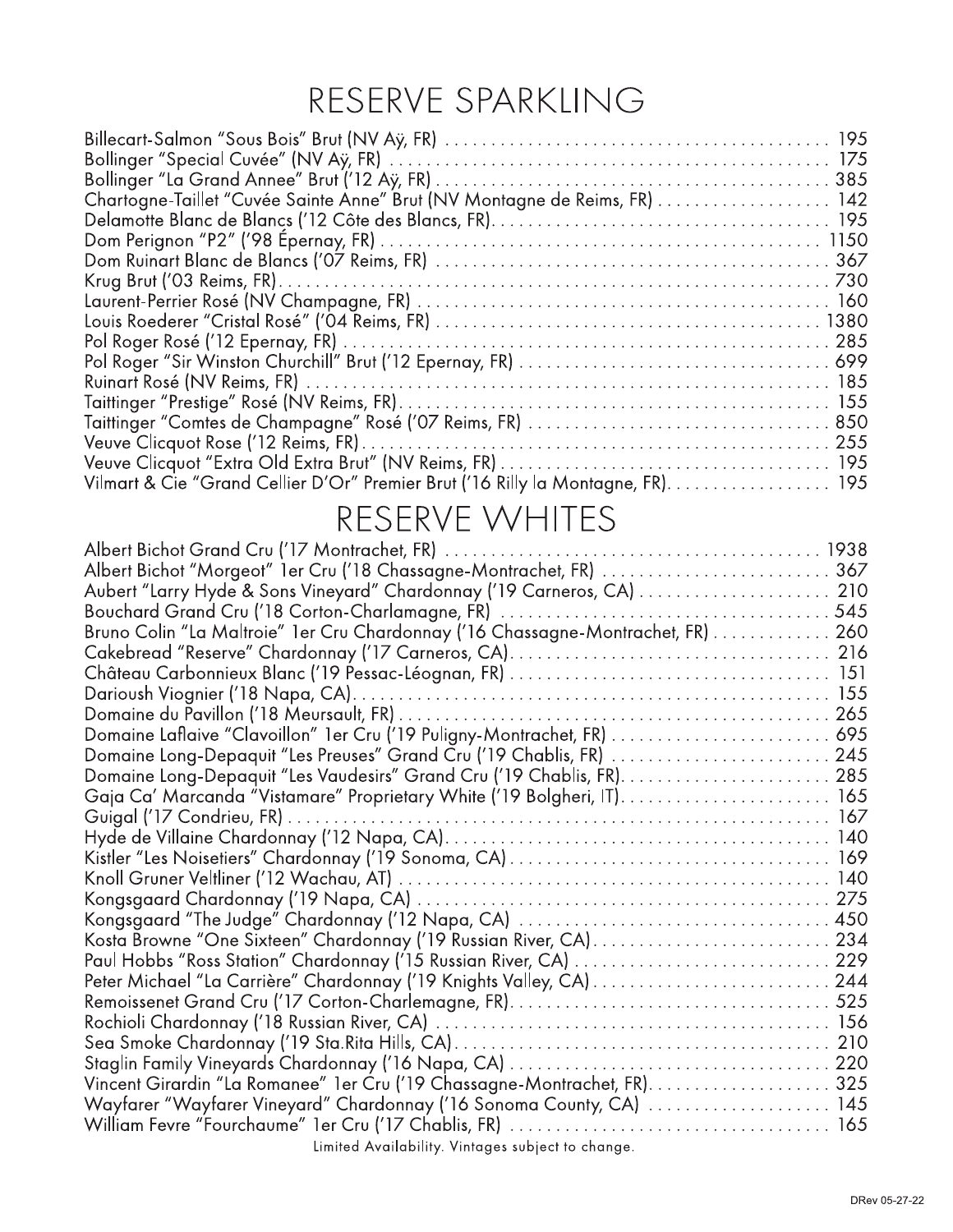# RESERVE SPARKLING

Billecart-Salmon "Sous Bois" Brut (NV Aÿ, FR) .......... 195
Bollinger "Special Cuvée" (NV Aÿ, FR) .......... 175
Bollinger "La Grand Annee" Brut ('12 Aÿ, FR) .......... 385
Chartogne-Taillet "Cuvée Sainte Anne" Brut (NV Montagne de Reims, FR) .......... 142
Delamotte Blanc de Blancs ('12 Côte des Blancs, FR) .......... 195
Dom Perignon "P2" ('98 Épernay, FR) .......... 1150
Dom Ruinart Blanc de Blancs ('07 Reims, FR) .......... 367
Krug Brut ('03 Reims, FR) .......... 730
Laurent-Perrier Rosé (NV Champagne, FR) .......... 160
Louis Roederer "Cristal Rosé" ('04 Reims, FR) .......... 1380
Pol Roger Rosé ('12 Epernay, FR) .......... 285
Pol Roger "Sir Winston Churchill" Brut ('12 Epernay, FR) .......... 699
Ruinart Rosé (NV Reims, FR) .......... 185
Taittinger "Prestige" Rosé (NV Reims, FR) .......... 155
Taittinger "Comtes de Champagne" Rosé ('07 Reims, FR) .......... 850
Veuve Clicquot Rose ('12 Reims, FR) .......... 255
Veuve Clicquot "Extra Old Extra Brut" (NV Reims, FR) .......... 195
Vilmart & Cie "Grand Cellier D'Or" Premier Brut ('16 Rilly la Montagne, FR) .......... 195

# RESERVE WHITES

Albert Bichot Grand Cru ('17 Montrachet, FR) .......... 1938
Albert Bichot "Morgeot" 1er Cru ('18 Chassagne-Montrachet, FR) .......... 367
Aubert "Larry Hyde & Sons Vineyard" Chardonnay ('19 Carneros, CA) .......... 210
Bouchard Grand Cru ('18 Corton-Charlamagne, FR) .......... 545
Bruno Colin "La Maltroie" 1er Cru Chardonnay ('16 Chassagne-Montrachet, FR) .......... 260
Cakebread "Reserve" Chardonnay ('17 Carneros, CA) .......... 216
Château Carbonnieux Blanc ('19 Pessac-Léognan, FR) .......... 151
Darioush Viognier ('18 Napa, CA) .......... 155
Domaine du Pavillon ('18 Meursault, FR) .......... 265
Domaine Laflaive "Clavoillon" 1er Cru ('19 Puligny-Montrachet, FR) .......... 695
Domaine Long-Depaquit "Les Preuses" Grand Cru ('19 Chablis, FR) .......... 245
Domaine Long-Depaquit "Les Vaudesirs" Grand Cru ('19 Chablis, FR) .......... 285
Gaja Ca' Marcanda "Vistamare" Proprietary White ('19 Bolgheri, IT) .......... 165
Guigal ('17 Condrieu, FR) .......... 167
Hyde de Villaine Chardonnay ('12 Napa, CA) .......... 140
Kistler "Les Noisetiers" Chardonnay ('19 Sonoma, CA) .......... 169
Knoll Gruner Veltliner ('12 Wachau, AT) .......... 140
Kongsgaard Chardonnay ('19 Napa, CA) .......... 275
Kongsgaard "The Judge" Chardonnay ('12 Napa, CA) .......... 450
Kosta Browne "One Sixteen" Chardonnay ('19 Russian River, CA) .......... 234
Paul Hobbs "Ross Station" Chardonnay ('15 Russian River, CA) .......... 229
Peter Michael "La Carrière" Chardonnay ('19 Knights Valley, CA) .......... 244
Remoissenet Grand Cru ('17 Corton-Charlemagne, FR) .......... 525
Rochioli Chardonnay ('18 Russian River, CA) .......... 156
Sea Smoke Chardonnay ('19 Sta.Rita Hills, CA) .......... 210
Staglin Family Vineyards Chardonnay ('16 Napa, CA) .......... 220
Vincent Girardin "La Romanee" 1er Cru ('19 Chassagne-Montrachet, FR) .......... 325
Wayfarer "Wayfarer Vineyard" Chardonnay ('16 Sonoma County, CA) .......... 145
William Fevre "Fourchaume" 1er Cru ('17 Chablis, FR) .......... 165

Limited Availability. Vintages subject to change.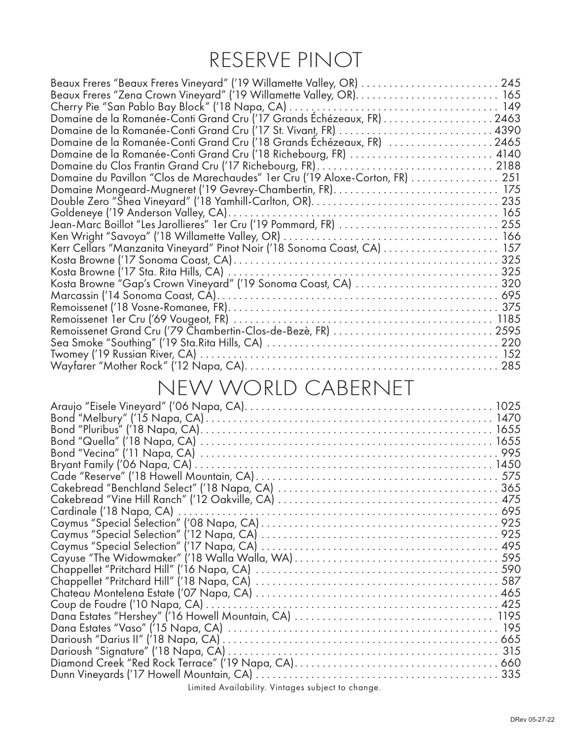# RESERVE PINOT

Beaux Freres "Beaux Freres Vineyard" ('19 Willamette Valley, OR) . . . . . . . . . . . . . . . . . . . . . . . . . 245
Beaux Freres "Zena Crown Vineyard" ('19 Willamette Valley, OR). . . . . . . . . . . . . . . . . . . . . . . . . . 165
Cherry Pie "San Pablo Bay Block" ('18 Napa, CA) . . . . . . . . . . . . . . . . . . . . . . . . . . . . . . . . . . . . . 149
Domaine de la Romanée-Conti Grand Cru ('17 Grands Échézeaux, FR) . . . . . . . . . . . . . . . . . . . . 2463
Domaine de la Romanée-Conti Grand Cru ('17 St. Vivant, FR) . . . . . . . . . . . . . . . . . . . . . . . . . . . . 4390
Domaine de la Romanée-Conti Grand Cru ('18 Grands Échézeaux, FR) . . . . . . . . . . . . . . . . . . . 2465
Domaine de la Romanée-Conti Grand Cru ('18 Richebourg, FR) . . . . . . . . . . . . . . . . . . . . . . . . . . 4140
Domaine du Clos Frantin Grand Cru ('17 Richebourg, FR). . . . . . . . . . . . . . . . . . . . . . . . . . . . . . . . 2188
Domaine du Pavillon "Clos de Marechaudes" 1er Cru ('19 Aloxe-Corton, FR) . . . . . . . . . . . . . . . . 251
Domaine Mongeard-Mugneret ('19 Gevrey-Chambertin, FR). . . . . . . . . . . . . . . . . . . . . . . . . . . . . . . 175
Double Zero "Shea Vineyard" ('18 Yamhill-Carlton, OR). . . . . . . . . . . . . . . . . . . . . . . . . . . . . . . . . . 235
Goldeneye ('19 Anderson Valley, CA). . . . . . . . . . . . . . . . . . . . . . . . . . . . . . . . . . . . . . . . . . . . . . . 165
Jean-Marc Boillot "Les Jarollieres" 1er Cru ('19 Pommard, FR) . . . . . . . . . . . . . . . . . . . . . . . . . . . 255
Ken Wright "Savoya" ('18 Willamette Valley, OR) . . . . . . . . . . . . . . . . . . . . . . . . . . . . . . . . . . . . . . 166
Kerr Cellars "Manzanita Vineyard" Pinot Noir ('18 Sonoma Coast, CA) . . . . . . . . . . . . . . . . . . . . . 157
Kosta Browne ('17 Sonoma Coast, CA). . . . . . . . . . . . . . . . . . . . . . . . . . . . . . . . . . . . . . . . . . . . . . 325
Kosta Browne ('17 Sta. Rita Hills, CA) . . . . . . . . . . . . . . . . . . . . . . . . . . . . . . . . . . . . . . . . . . . . . . 325
Kosta Browne "Gap's Crown Vineyard" ('19 Sonoma Coast, CA) . . . . . . . . . . . . . . . . . . . . . . . . . . 320
Marcassin ('14 Sonoma Coast, CA). . . . . . . . . . . . . . . . . . . . . . . . . . . . . . . . . . . . . . . . . . . . . . . . . 695
Remoissenet ('18 Vosne-Romanee, FR). . . . . . . . . . . . . . . . . . . . . . . . . . . . . . . . . . . . . . . . . . . . . 375
Remoissenet 1er Cru ('69 Vougeot, FR) . . . . . . . . . . . . . . . . . . . . . . . . . . . . . . . . . . . . . . . . . . . . . 1185
Remoissenet Grand Cru ('79 Chambertin-Clos-de-Bezè, FR) . . . . . . . . . . . . . . . . . . . . . . . . . . . . . 2595
Sea Smoke "Southing" ('19 Sta.Rita Hills, CA) . . . . . . . . . . . . . . . . . . . . . . . . . . . . . . . . . . . . . . . . 220
Twomey ('19 Russian River, CA) . . . . . . . . . . . . . . . . . . . . . . . . . . . . . . . . . . . . . . . . . . . . . . . . . . 152
Wayfarer "Mother Rock" ('12 Napa, CA). . . . . . . . . . . . . . . . . . . . . . . . . . . . . . . . . . . . . . . . . . . . . 285

# NEW WORLD CABERNET

Araujo "Eisele Vineyard" ('06 Napa, CA). . . . . . . . . . . . . . . . . . . . . . . . . . . . . . . . . . . . . . . . . . . . . 1025
Bond "Melbury" ('15 Napa, CA) . . . . . . . . . . . . . . . . . . . . . . . . . . . . . . . . . . . . . . . . . . . . . . . . . . . 1470
Bond "Pluribus" ('18 Napa, CA). . . . . . . . . . . . . . . . . . . . . . . . . . . . . . . . . . . . . . . . . . . . . . . . . . . 1655
Bond "Quella" ('18 Napa, CA) . . . . . . . . . . . . . . . . . . . . . . . . . . . . . . . . . . . . . . . . . . . . . . . . . . . . 1655
Bond "Vecina" ('11 Napa, CA) . . . . . . . . . . . . . . . . . . . . . . . . . . . . . . . . . . . . . . . . . . . . . . . . . . . . 995
Bryant Family ('06 Napa, CA) . . . . . . . . . . . . . . . . . . . . . . . . . . . . . . . . . . . . . . . . . . . . . . . . . . . . 1450
Cade "Reserve" ('18 Howell Mountain, CA). . . . . . . . . . . . . . . . . . . . . . . . . . . . . . . . . . . . . . . . . . . 575
Cakebread "Benchland Select" ('18 Napa, CA) . . . . . . . . . . . . . . . . . . . . . . . . . . . . . . . . . . . . . . . . 365
Cakebread "Vine Hill Ranch" ('12 Oakville, CA) . . . . . . . . . . . . . . . . . . . . . . . . . . . . . . . . . . . . . . . 475
Cardinale ('18 Napa, CA) . . . . . . . . . . . . . . . . . . . . . . . . . . . . . . . . . . . . . . . . . . . . . . . . . . . . . . . . 695
Caymus "Special Selection" ('08 Napa, CA) . . . . . . . . . . . . . . . . . . . . . . . . . . . . . . . . . . . . . . . . . . 925
Caymus "Special Selection" ('12 Napa, CA) . . . . . . . . . . . . . . . . . . . . . . . . . . . . . . . . . . . . . . . . . . 925
Caymus "Special Selection" ('17 Napa, CA) . . . . . . . . . . . . . . . . . . . . . . . . . . . . . . . . . . . . . . . . . . 495
Cayuse "The Widowmaker" ('18 Walla Walla, WA) . . . . . . . . . . . . . . . . . . . . . . . . . . . . . . . . . . . . . 595
Chappellet "Pritchard Hill" ('16 Napa, CA) . . . . . . . . . . . . . . . . . . . . . . . . . . . . . . . . . . . . . . . . . . . 590
Chappellet "Pritchard Hill" ('18 Napa, CA) . . . . . . . . . . . . . . . . . . . . . . . . . . . . . . . . . . . . . . . . . . . 587
Chateau Montelena Estate ('07 Napa, CA) . . . . . . . . . . . . . . . . . . . . . . . . . . . . . . . . . . . . . . . . . . . 465
Coup de Foudre ('10 Napa, CA) . . . . . . . . . . . . . . . . . . . . . . . . . . . . . . . . . . . . . . . . . . . . . . . . . . . 425
Dana Estates "Hershey" ('16 Howell Mountain, CA) . . . . . . . . . . . . . . . . . . . . . . . . . . . . . . . . . . . . 1195
Dana Estates "Vaso" ('15 Napa, CA) . . . . . . . . . . . . . . . . . . . . . . . . . . . . . . . . . . . . . . . . . . . . . . . 195
Darioush "Darius II" ('18 Napa, CA) . . . . . . . . . . . . . . . . . . . . . . . . . . . . . . . . . . . . . . . . . . . . . . . . 665
Darioush "Signature" ('18 Napa, CA) . . . . . . . . . . . . . . . . . . . . . . . . . . . . . . . . . . . . . . . . . . . . . . . 315
Diamond Creek "Red Rock Terrace" ('19 Napa, CA). . . . . . . . . . . . . . . . . . . . . . . . . . . . . . . . . . . . 660
Dunn Vineyards ('17 Howell Mountain, CA) . . . . . . . . . . . . . . . . . . . . . . . . . . . . . . . . . . . . . . . . . . . 335

Limited Availability. Vintages subject to change.

DRev 05-27-22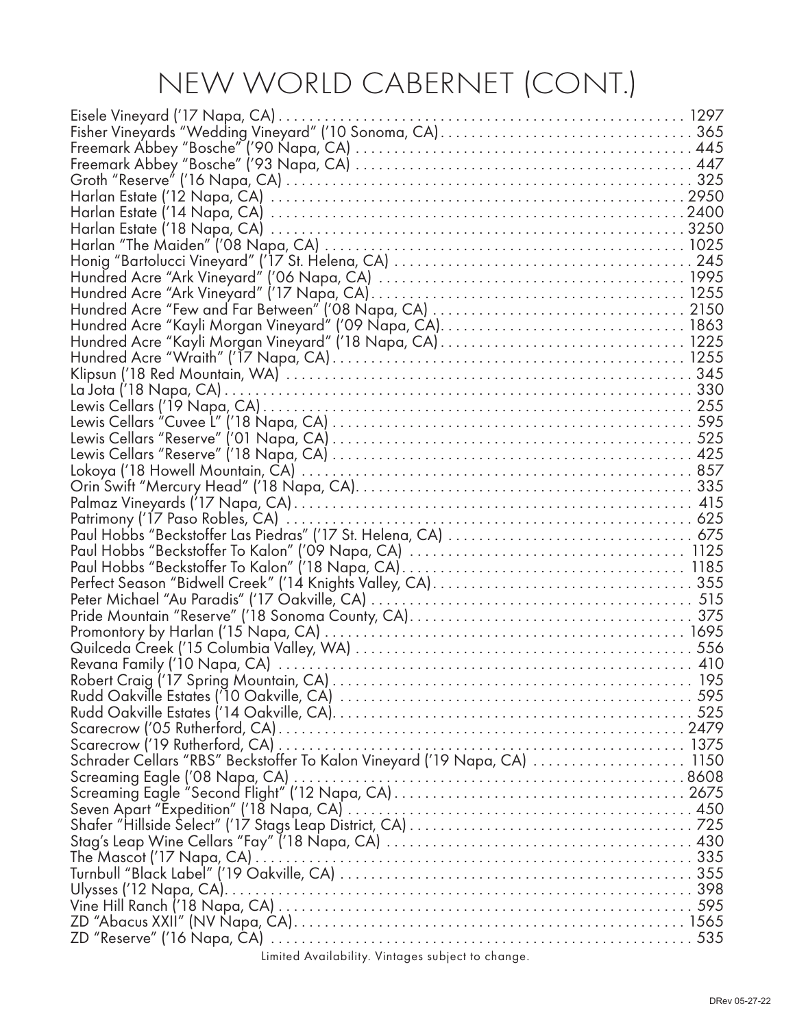# NEW WORLD CABERNET (CONT.)

| Wine | Price |
|---|---|
| Eisele Vineyard ('17 Napa, CA) | 1297 |
| Fisher Vineyards "Wedding Vineyard" ('10 Sonoma, CA) | 365 |
| Freemark Abbey "Bosche" ('90 Napa, CA) | 445 |
| Freemark Abbey "Bosche" ('93 Napa, CA) | 447 |
| Groth "Reserve" ('16 Napa, CA) | 325 |
| Harlan Estate ('12 Napa, CA) | 2950 |
| Harlan Estate ('14 Napa, CA) | 2400 |
| Harlan Estate ('18 Napa, CA) | 3250 |
| Harlan "The Maiden" ('08 Napa, CA) | 1025 |
| Honig "Bartolucci Vineyard" ('17 St. Helena, CA) | 245 |
| Hundred Acre "Ark Vineyard" ('06 Napa, CA) | 1995 |
| Hundred Acre "Ark Vineyard" ('17 Napa, CA) | 1255 |
| Hundred Acre "Few and Far Between" ('08 Napa, CA) | 2150 |
| Hundred Acre "Kayli Morgan Vineyard" ('09 Napa, CA) | 1863 |
| Hundred Acre "Kayli Morgan Vineyard" ('18 Napa, CA) | 1225 |
| Hundred Acre "Wraith" ('17 Napa, CA) | 1255 |
| Klipsun ('18 Red Mountain, WA) | 345 |
| La Jota ('18 Napa, CA) | 330 |
| Lewis Cellars ('19 Napa, CA) | 255 |
| Lewis Cellars "Cuvee L" ('18 Napa, CA) | 595 |
| Lewis Cellars "Reserve" ('01 Napa, CA) | 525 |
| Lewis Cellars "Reserve" ('18 Napa, CA) | 425 |
| Lokoya ('18 Howell Mountain, CA) | 857 |
| Orin Swift "Mercury Head" ('18 Napa, CA) | 335 |
| Palmaz Vineyards ('17 Napa, CA) | 415 |
| Patrimony ('17 Paso Robles, CA) | 625 |
| Paul Hobbs "Beckstoffer Las Piedras" ('17 St. Helena, CA) | 675 |
| Paul Hobbs "Beckstoffer To Kalon" ('09 Napa, CA) | 1125 |
| Paul Hobbs "Beckstoffer To Kalon" ('18 Napa, CA) | 1185 |
| Perfect Season "Bidwell Creek" ('14 Knights Valley, CA) | 355 |
| Peter Michael "Au Paradis" ('17 Oakville, CA) | 515 |
| Pride Mountain "Reserve" ('18 Sonoma County, CA) | 375 |
| Promontory by Harlan ('15 Napa, CA) | 1695 |
| Quilceda Creek ('15 Columbia Valley, WA) | 556 |
| Revana Family ('10 Napa, CA) | 410 |
| Robert Craig ('17 Spring Mountain, CA) | 195 |
| Rudd Oakville Estates ('10 Oakville, CA) | 595 |
| Rudd Oakville Estates ('14 Oakville, CA) | 525 |
| Scarecrow ('05 Rutherford, CA) | 2479 |
| Scarecrow ('19 Rutherford, CA) | 1375 |
| Schrader Cellars "RBS" Beckstoffer To Kalon Vineyard ('19 Napa, CA) | 1150 |
| Screaming Eagle ('08 Napa, CA) | 8608 |
| Screaming Eagle "Second Flight" ('12 Napa, CA) | 2675 |
| Seven Apart "Expedition" ('18 Napa, CA) | 450 |
| Shafer "Hillside Select" ('17 Stags Leap District, CA) | 725 |
| Stag's Leap Wine Cellars "Fay" ('18 Napa, CA) | 430 |
| The Mascot ('17 Napa, CA) | 335 |
| Turnbull "Black Label" ('19 Oakville, CA) | 355 |
| Ulysses ('12 Napa, CA) | 398 |
| Vine Hill Ranch ('18 Napa, CA) | 595 |
| ZD "Abacus XXII" (NV Napa, CA) | 1565 |
| ZD "Reserve" ('16 Napa, CA) | 535 |

Limited Availability. Vintages subject to change.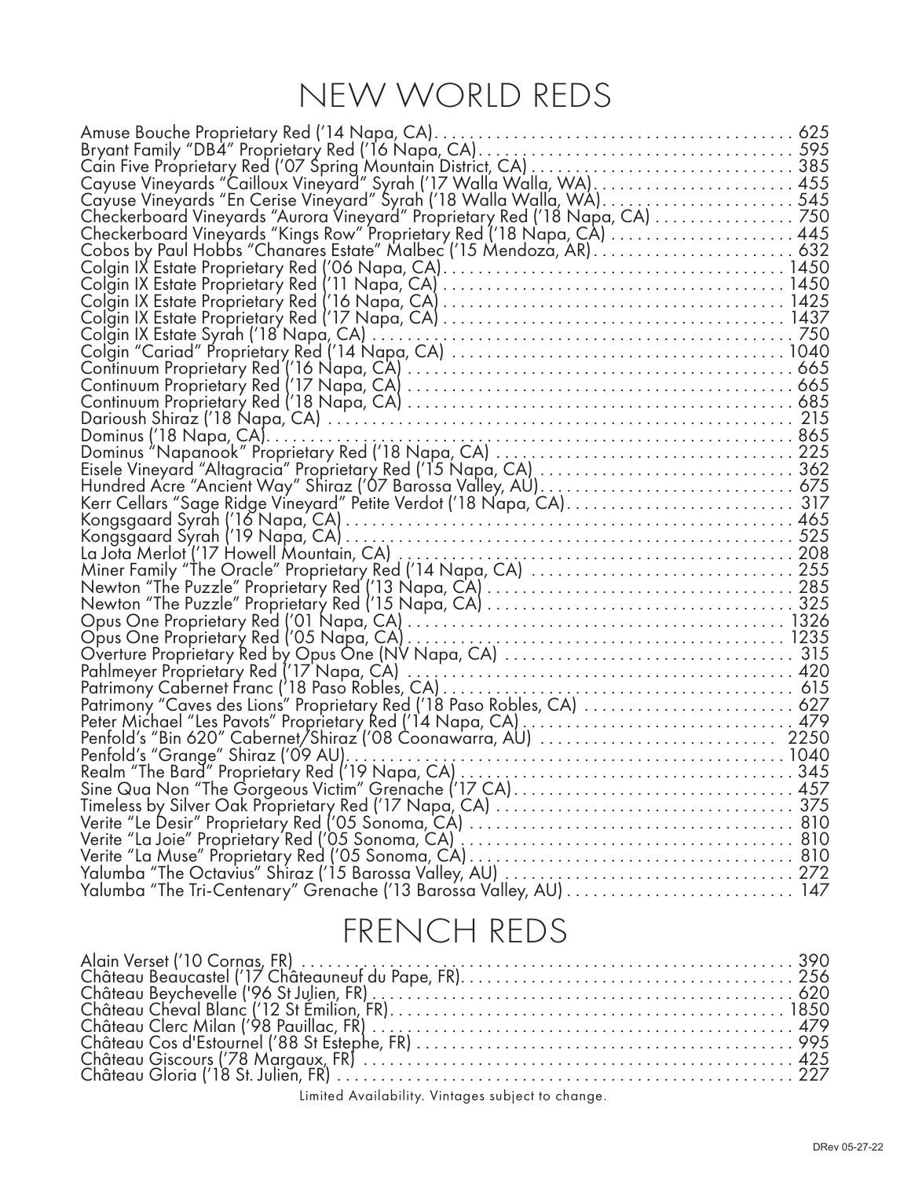# NEW WORLD REDS

Amuse Bouche Proprietary Red ('14 Napa, CA) . . . . . . . . . . 625
Bryant Family "DB4" Proprietary Red ('16 Napa, CA) . . . . . . . . . . 595
Cain Five Proprietary Red ('07 Spring Mountain District, CA) . . . . . . . . . . 385
Cayuse Vineyards "Cailloux Vineyard" Syrah ('17 Walla Walla, WA) . . . . . . . . . . 455
Cayuse Vineyards "En Cerise Vineyard" Syrah ('18 Walla Walla, WA) . . . . . . . . . . 545
Checkerboard Vineyards "Aurora Vineyard" Proprietary Red ('18 Napa, CA) . . . . . . . . . . 750
Checkerboard Vineyards "Kings Row" Proprietary Red ('18 Napa, CA) . . . . . . . . . . 445
Cobos by Paul Hobbs "Chanares Estate" Malbec ('15 Mendoza, AR) . . . . . . . . . . 632
Colgin IX Estate Proprietary Red ('06 Napa, CA) . . . . . . . . . . 1450
Colgin IX Estate Proprietary Red ('11 Napa, CA) . . . . . . . . . . 1450
Colgin IX Estate Proprietary Red ('16 Napa, CA) . . . . . . . . . . 1425
Colgin IX Estate Proprietary Red ('17 Napa, CA) . . . . . . . . . . 1437
Colgin IX Estate Syrah ('18 Napa, CA) . . . . . . . . . . 750
Colgin "Cariad" Proprietary Red ('14 Napa, CA) . . . . . . . . . . 1040
Continuum Proprietary Red ('16 Napa, CA) . . . . . . . . . . 665
Continuum Proprietary Red ('17 Napa, CA) . . . . . . . . . . 665
Continuum Proprietary Red ('18 Napa, CA) . . . . . . . . . . 685
Darioush Shiraz ('18 Napa, CA) . . . . . . . . . . 215
Dominus ('18 Napa, CA) . . . . . . . . . . 865
Dominus "Napanook" Proprietary Red ('18 Napa, CA) . . . . . . . . . . 225
Eisele Vineyard "Altagracia" Proprietary Red ('15 Napa, CA) . . . . . . . . . . 362
Hundred Acre "Ancient Way" Shiraz ('07 Barossa Valley, AU) . . . . . . . . . . 675
Kerr Cellars "Sage Ridge Vineyard" Petite Verdot ('18 Napa, CA) . . . . . . . . . . 317
Kongsgaard Syrah ('16 Napa, CA) . . . . . . . . . . 465
Kongsgaard Syrah ('19 Napa, CA) . . . . . . . . . . 525
La Jota Merlot ('17 Howell Mountain, CA) . . . . . . . . . . 208
Miner Family "The Oracle" Proprietary Red ('14 Napa, CA) . . . . . . . . . . 255
Newton "The Puzzle" Proprietary Red ('13 Napa, CA) . . . . . . . . . . 285
Newton "The Puzzle" Proprietary Red ('15 Napa, CA) . . . . . . . . . . 325
Opus One Proprietary Red ('01 Napa, CA) . . . . . . . . . . 1326
Opus One Proprietary Red ('05 Napa, CA) . . . . . . . . . . 1235
Overture Proprietary Red by Opus One (NV Napa, CA) . . . . . . . . . . 315
Pahlmeyer Proprietary Red ('17 Napa, CA) . . . . . . . . . . 420
Patrimony Cabernet Franc ('18 Paso Robles, CA) . . . . . . . . . . 615
Patrimony "Caves des Lions" Proprietary Red ('18 Paso Robles, CA) . . . . . . . . . . 627
Peter Michael "Les Pavots" Proprietary Red ('14 Napa, CA) . . . . . . . . . . 479
Penfold's "Bin 620" Cabernet/Shiraz ('08 Coonawarra, AU) . . . . . . . . . . 2250
Penfold's "Grange" Shiraz ('09 AU) . . . . . . . . . . 1040
Realm "The Bard" Proprietary Red ('19 Napa, CA) . . . . . . . . . . 345
Sine Qua Non "The Gorgeous Victim" Grenache ('17 CA) . . . . . . . . . . 457
Timeless by Silver Oak Proprietary Red ('17 Napa, CA) . . . . . . . . . . 375
Verite "Le Desir" Proprietary Red ('05 Sonoma, CA) . . . . . . . . . . 810
Verite "La Joie" Proprietary Red ('05 Sonoma, CA) . . . . . . . . . . 810
Verite "La Muse" Proprietary Red ('05 Sonoma, CA) . . . . . . . . . . 810
Yalumba "The Octavius" Shiraz ('15 Barossa Valley, AU) . . . . . . . . . . 272
Yalumba "The Tri-Centenary" Grenache ('13 Barossa Valley, AU) . . . . . . . . . . 147

# FRENCH REDS

Alain Verset ('10 Cornas, FR) . . . . . . . . . . 390
Château Beaucastel ('17 Châteauneuf du Pape, FR) . . . . . . . . . . 256
Château Beychevelle ('96 St Julien, FR) . . . . . . . . . . 620
Château Cheval Blanc ('12 St Émilion, FR) . . . . . . . . . . 1850
Château Clerc Milan ('98 Pauillac, FR) . . . . . . . . . . 479
Château Cos d'Estournel ('88 St Estephe, FR) . . . . . . . . . . 995
Château Giscours ('78 Margaux, FR) . . . . . . . . . . 425
Château Gloria ('18 St. Julien, FR) . . . . . . . . . . 227

Limited Availability. Vintages subject to change.

DRev 05-27-22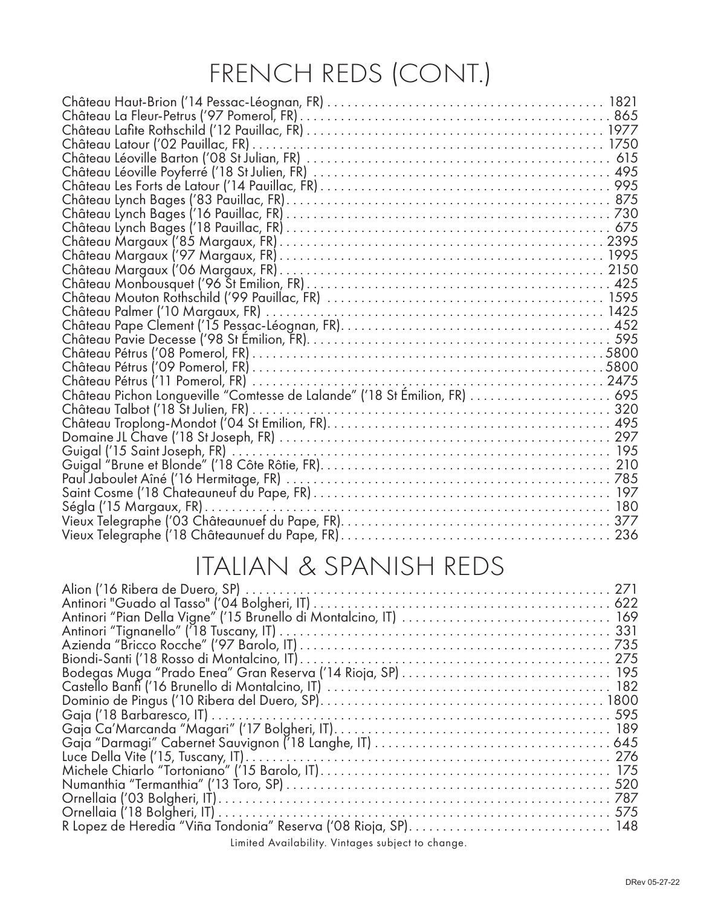# FRENCH REDS (CONT.)

Château Haut-Brion ('14 Pessac-Léognan, FR) . . . . . . . . . . 1821
Château La Fleur-Petrus ('97 Pomerol, FR) . . . . . . . . . . 865
Château Lafite Rothschild ('12 Pauillac, FR) . . . . . . . . . . 1977
Château Latour ('02 Pauillac, FR) . . . . . . . . . . 1750
Château Léoville Barton ('08 St Julian, FR) . . . . . . . . . . 615
Château Léoville Poyferré ('18 St Julien, FR) . . . . . . . . . . 495
Château Les Forts de Latour ('14 Pauillac, FR) . . . . . . . . . . 995
Château Lynch Bages ('83 Pauillac, FR) . . . . . . . . . . 875
Château Lynch Bages ('16 Pauillac, FR) . . . . . . . . . . 730
Château Lynch Bages ('18 Pauillac, FR) . . . . . . . . . . 675
Château Margaux ('85 Margaux, FR) . . . . . . . . . . 2395
Château Margaux ('97 Margaux, FR) . . . . . . . . . . 1995
Château Margaux ('06 Margaux, FR) . . . . . . . . . . 2150
Château Monbousquet ('96 St Emilion, FR) . . . . . . . . . . 425
Château Mouton Rothschild ('99 Pauillac, FR) . . . . . . . . . . 1595
Château Palmer ('10 Margaux, FR) . . . . . . . . . . 1425
Château Pape Clement ('15 Pessac-Léognan, FR) . . . . . . . . . . 452
Château Pavie Decesse ('98 St Émilion, FR) . . . . . . . . . . 595
Château Pétrus ('08 Pomerol, FR) . . . . . . . . . . 5800
Château Pétrus ('09 Pomerol, FR) . . . . . . . . . . 5800
Château Pétrus ('11 Pomerol, FR) . . . . . . . . . . 2475
Château Pichon Longueville "Comtesse de Lalande" ('18 St Émilion, FR) . . . . . . . . . . 695
Château Talbot ('18 St Julien, FR) . . . . . . . . . . 320
Château Troplong-Mondot ('04 St Emilion, FR) . . . . . . . . . . 495
Domaine JL Chave ('18 St Joseph, FR) . . . . . . . . . . 297
Guigal ('15 Saint Joseph, FR) . . . . . . . . . . 195
Guigal "Brune et Blonde" ('18 Côte Rôtie, FR) . . . . . . . . . . 210
Paul Jaboulet Aîné ('16 Hermitage, FR) . . . . . . . . . . 785
Saint Cosme ('18 Chateauneuf du Pape, FR) . . . . . . . . . . 197
Ségla ('15 Margaux, FR) . . . . . . . . . . 180
Vieux Telegraphe ('03 Châteaunuef du Pape, FR) . . . . . . . . . . 377
Vieux Telegraphe ('18 Châteaunuef du Pape, FR) . . . . . . . . . . 236

# ITALIAN & SPANISH REDS

Alion ('16 Ribera de Duero, SP) . . . . . . . . . . 271
Antinori "Guado al Tasso" ('04 Bolgheri, IT) . . . . . . . . . . 622
Antinori "Pian Della Vigne" ('15 Brunello di Montalcino, IT) . . . . . . . . . . 169
Antinori "Tignanello" ('18 Tuscany, IT) . . . . . . . . . . 331
Azienda "Bricco Rocche" ('97 Barolo, IT) . . . . . . . . . . 735
Biondi-Santi ('18 Rosso di Montalcino, IT) . . . . . . . . . . 275
Bodegas Muga "Prado Enea" Gran Reserva ('14 Rioja, SP) . . . . . . . . . . 195
Castello Banfi ('16 Brunello di Montalcino, IT) . . . . . . . . . . 182
Dominio de Pingus ('10 Ribera del Duero, SP) . . . . . . . . . . 1800
Gaja ('18 Barbaresco, IT) . . . . . . . . . . 595
Gaja Ca'Marcanda "Magari" ('17 Bolgheri, IT) . . . . . . . . . . 189
Gaja "Darmagi" Cabernet Sauvignon ('18 Langhe, IT) . . . . . . . . . . 645
Luce Della Vite ('15, Tuscany, IT) . . . . . . . . . . 276
Michele Chiarlo "Tortoniano" ('15 Barolo, IT) . . . . . . . . . . 175
Numanthia "Termanthia" ('13 Toro, SP) . . . . . . . . . . 520
Ornellaia ('03 Bolgheri, IT) . . . . . . . . . . 787
Ornellaia ('18 Bolgheri, IT) . . . . . . . . . . 575
R Lopez de Heredia "Viña Tondonia" Reserva ('08 Rioja, SP) . . . . . . . . . . 148

Limited Availability. Vintages subject to change.

DRev 05-27-22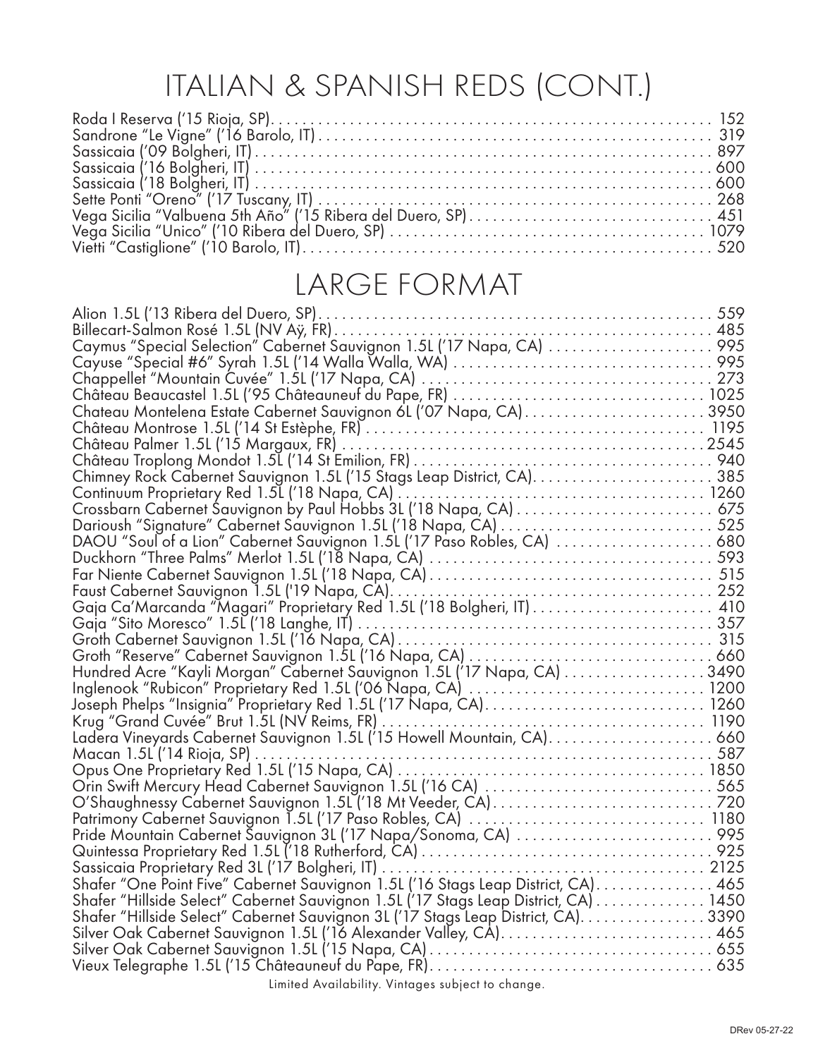# ITALIAN & SPANISH REDS (CONT.)

Roda I Reserva ('15 Rioja, SP) . . . . . 152
Sandrone "Le Vigne" ('16 Barolo, IT) . . . . . 319
Sassicaia ('09 Bolgheri, IT) . . . . . 897
Sassicaia ('16 Bolgheri, IT) . . . . . 600
Sassicaia ('18 Bolgheri, IT) . . . . . 600
Sette Ponti "Oreno" ('17 Tuscany, IT) . . . . . 268
Vega Sicilia "Valbuena 5th Año" ('15 Ribera del Duero, SP) . . . . . 451
Vega Sicilia "Unico" ('10 Ribera del Duero, SP) . . . . . 1079
Vietti "Castiglione" ('10 Barolo, IT) . . . . . 520

# LARGE FORMAT

Alion 1.5L ('13 Ribera del Duero, SP) . . . . . 559
Billecart-Salmon Rosé 1.5L (NV Aÿ, FR) . . . . . 485
Caymus "Special Selection" Cabernet Sauvignon 1.5L ('17 Napa, CA) . . . . . 995
Cayuse "Special #6" Syrah 1.5L ('14 Walla Walla, WA) . . . . . 995
Chappellet "Mountain Cuvée" 1.5L ('17 Napa, CA) . . . . . 273
Château Beaucastel 1.5L ('95 Châteauneuf du Pape, FR) . . . . . 1025
Chateau Montelena Estate Cabernet Sauvignon 6L ('07 Napa, CA) . . . . . 3950
Château Montrose 1.5L ('14 St Estèphe, FR) . . . . . 1195
Château Palmer 1.5L ('15 Margaux, FR) . . . . . 2545
Château Troplong Mondot 1.5L ('14 St Emilion, FR) . . . . . 940
Chimney Rock Cabernet Sauvignon 1.5L ('15 Stags Leap District, CA) . . . . . 385
Continuum Proprietary Red 1.5L ('18 Napa, CA) . . . . . 1260
Crossbarn Cabernet Sauvignon by Paul Hobbs 3L ('18 Napa, CA) . . . . . 675
Darioush "Signature" Cabernet Sauvignon 1.5L ('18 Napa, CA) . . . . . 525
DAOU "Soul of a Lion" Cabernet Sauvignon 1.5L ('17 Paso Robles, CA) . . . . . 680
Duckhorn "Three Palms" Merlot 1.5L ('18 Napa, CA) . . . . . 593
Far Niente Cabernet Sauvignon 1.5L ('18 Napa, CA) . . . . . 515
Faust Cabernet Sauvignon 1.5L ('19 Napa, CA) . . . . . 252
Gaja Ca'Marcanda "Magari" Proprietary Red 1.5L ('18 Bolgheri, IT) . . . . . 410
Gaja "Sito Moresco" 1.5L ('18 Langhe, IT) . . . . . 357
Groth Cabernet Sauvignon 1.5L ('16 Napa, CA) . . . . . 315
Groth "Reserve" Cabernet Sauvignon 1.5L ('16 Napa, CA) . . . . . 660
Hundred Acre "Kayli Morgan" Cabernet Sauvignon 1.5L ('17 Napa, CA) . . . . . 3490
Inglenook "Rubicon" Proprietary Red 1.5L ('06 Napa, CA) . . . . . 1200
Joseph Phelps "Insignia" Proprietary Red 1.5L ('17 Napa, CA) . . . . . 1260
Krug "Grand Cuvée" Brut 1.5L (NV Reims, FR) . . . . . 1190
Ladera Vineyards Cabernet Sauvignon 1.5L ('15 Howell Mountain, CA) . . . . . 660
Macan 1.5L ('14 Rioja, SP) . . . . . 587
Opus One Proprietary Red 1.5L ('15 Napa, CA) . . . . . 1850
Orin Swift Mercury Head Cabernet Sauvignon 1.5L ('16 CA) . . . . . 565
O'Shaughnessy Cabernet Sauvignon 1.5L ('18 Mt Veeder, CA) . . . . . 720
Patrimony Cabernet Sauvignon 1.5L ('17 Paso Robles, CA) . . . . . 1180
Pride Mountain Cabernet Sauvignon 3L ('17 Napa/Sonoma, CA) . . . . . 995
Quintessa Proprietary Red 1.5L ('18 Rutherford, CA) . . . . . 925
Sassicaia Proprietary Red 3L ('17 Bolgheri, IT) . . . . . 2125
Shafer "One Point Five" Cabernet Sauvignon 1.5L ('16 Stags Leap District, CA) . . . . . 465
Shafer "Hillside Select" Cabernet Sauvignon 1.5L ('17 Stags Leap District, CA) . . . . . 1450
Shafer "Hillside Select" Cabernet Sauvignon 3L ('17 Stags Leap District, CA) . . . . . 3390
Silver Oak Cabernet Sauvignon 1.5L ('16 Alexander Valley, CA) . . . . . 465
Silver Oak Cabernet Sauvignon 1.5L ('15 Napa, CA) . . . . . 655
Vieux Telegraphe 1.5L ('15 Châteauneuf du Pape, FR) . . . . . 635

Limited Availability. Vintages subject to change.

DRev 05-27-22